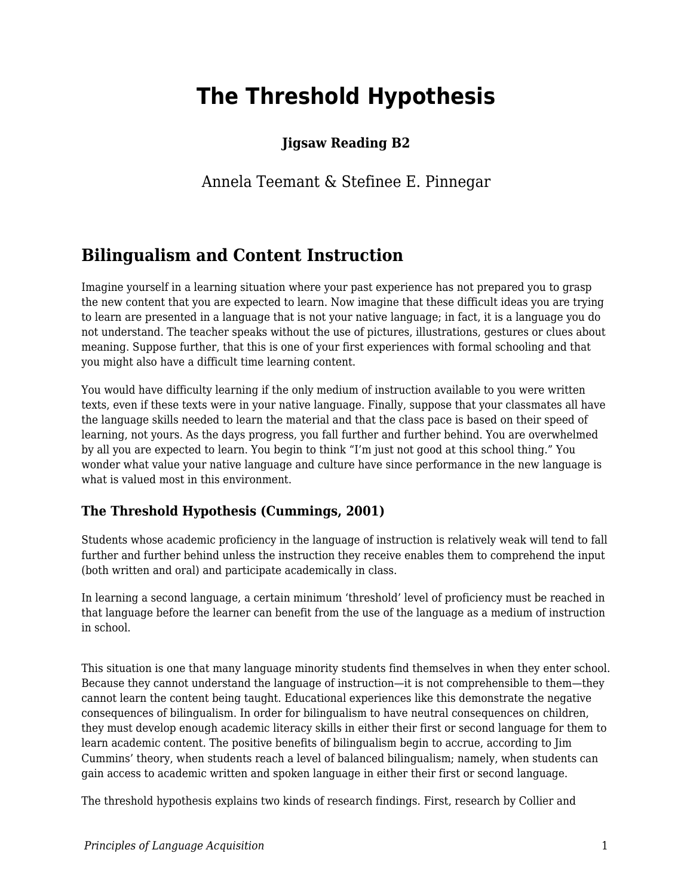# The Threshold Hypothesis

**Jigsaw Reading B2**

Annela Teemant & Stefinee E. Pinnegar

## Bilingualism and Content Instruction

Imagine yourself in a learning situation where your past experience has not prepared you to grasp the new content that you are expected to learn. Now imagine that these difficult ideas you are trying to learn are presented in a language that is not your native language; in fact, it is a language you do not understand. The teacher speaks without the use of pictures, illustrations, gestures or clues about meaning. Suppose further, that this is one of your first experiences with formal schooling and that you might also have a difficult time learning content.

You would have difficulty learning if the only medium of instruction available to you were written texts, even if these texts were in your native language. Finally, suppose that your classmates all have the language skills needed to learn the material and that the class pace is based on their speed of learning, not yours. As the days progress, you fall further and further behind. You are overwhelmed by all you are expected to learn. You begin to think "I'm just not good at this school thing." You wonder what value your native language and culture have since performance in the new language is what is valued most in this environment.

### The Threshold Hypothesis (Cummings, 2001)

Students whose academic proficiency in the language of instruction is relatively weak will tend to fall further and further behind unless the instruction they receive enables them to comprehend the input (both written and oral) and participate academically in class.

In learning a second language, a certain minimum 'threshold' level of proficiency must be reached in that language before the learner can benefit from the use of the language as a medium of instruction in school.

This situation is one that many language minority students find themselves in when they enter school. Because they cannot understand the language of instruction—it is not comprehensible to them—they cannot learn the content being taught. Educational experiences like this demonstrate the negative consequences of bilingualism. In order for bilingualism to have neutral consequences on children, they must develop enough academic literacy skills in either their first or second language for them to learn academic content. The positive benefits of bilingualism begin to accrue, according to Jim Cummins' theory, when students reach a level of balanced bilingualism; namely, when students can gain access to academic written and spoken language in either their first or second language.

The threshold hypothesis explains two kinds of research findings. First, research by Collier and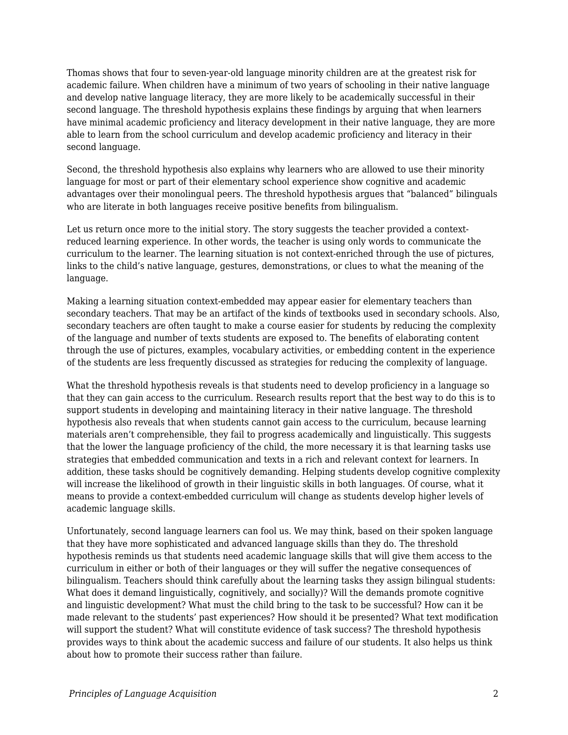Thomas shows that four to seven-year-old language minority children are at the greatest risk for academic failure. When children have a minimum of two years of schooling in their native language and develop native language literacy, they are more likely to be academically successful in their second language. The threshold hypothesis explains these findings by arguing that when learners have minimal academic proficiency and literacy development in their native language, they are more able to learn from the school curriculum and develop academic proficiency and literacy in their second language.

Second, the threshold hypothesis also explains why learners who are allowed to use their minority language for most or part of their elementary school experience show cognitive and academic advantages over their monolingual peers. The threshold hypothesis argues that "balanced" bilinguals who are literate in both languages receive positive benefits from bilingualism.

Let us return once more to the initial story. The story suggests the teacher provided a context-reduced learning experience. In other words, the teacher is using only words to communicate the curriculum to the learner. The learning situation is not context-enriched through the use of pictures, links to the child's native language, gestures, demonstrations, or clues to what the meaning of the language.

Making a learning situation context-embedded may appear easier for elementary teachers than secondary teachers. That may be an artifact of the kinds of textbooks used in secondary schools. Also, secondary teachers are often taught to make a course easier for students by reducing the complexity of the language and number of texts students are exposed to. The benefits of elaborating content through the use of pictures, examples, vocabulary activities, or embedding content in the experience of the students are less frequently discussed as strategies for reducing the complexity of language.

What the threshold hypothesis reveals is that students need to develop proficiency in a language so that they can gain access to the curriculum. Research results report that the best way to do this is to support students in developing and maintaining literacy in their native language. The threshold hypothesis also reveals that when students cannot gain access to the curriculum, because learning materials aren't comprehensible, they fail to progress academically and linguistically. This suggests that the lower the language proficiency of the child, the more necessary it is that learning tasks use strategies that embedded communication and texts in a rich and relevant context for learners. In addition, these tasks should be cognitively demanding. Helping students develop cognitive complexity will increase the likelihood of growth in their linguistic skills in both languages. Of course, what it means to provide a context-embedded curriculum will change as students develop higher levels of academic language skills.

Unfortunately, second language learners can fool us. We may think, based on their spoken language that they have more sophisticated and advanced language skills than they do. The threshold hypothesis reminds us that students need academic language skills that will give them access to the curriculum in either or both of their languages or they will suffer the negative consequences of bilingualism. Teachers should think carefully about the learning tasks they assign bilingual students: What does it demand linguistically, cognitively, and socially)? Will the demands promote cognitive and linguistic development? What must the child bring to the task to be successful? How can it be made relevant to the students' past experiences? How should it be presented? What text modification will support the student? What will constitute evidence of task success? The threshold hypothesis provides ways to think about the academic success and failure of our students. It also helps us think about how to promote their success rather than failure.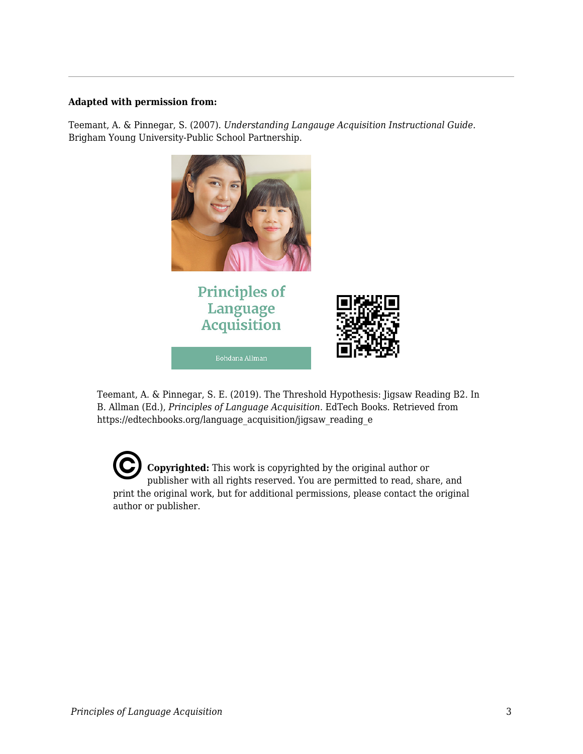**Adapted with permission from:**

Teemant, A. & Pinnegar, S. (2007). *Understanding Langauge Acquisition Instructional Guide*. Brigham Young University-Public School Partnership.

Teemant, A. & Pinnegar, S. E. (2019). The Threshold Hypothesis: Jigsaw Reading B2. In B. Allman (Ed.), *Principles of Language Acquisition*. EdTech Books. Retrieved from https://edtechbooks.org/language_acquisition/jigsaw_reading_e

**Copyrighted:** This work is copyrighted by the original author or publisher with all rights reserved. You are permitted to read, share, and print the original work, but for additional permissions, please contact the original author or publisher.